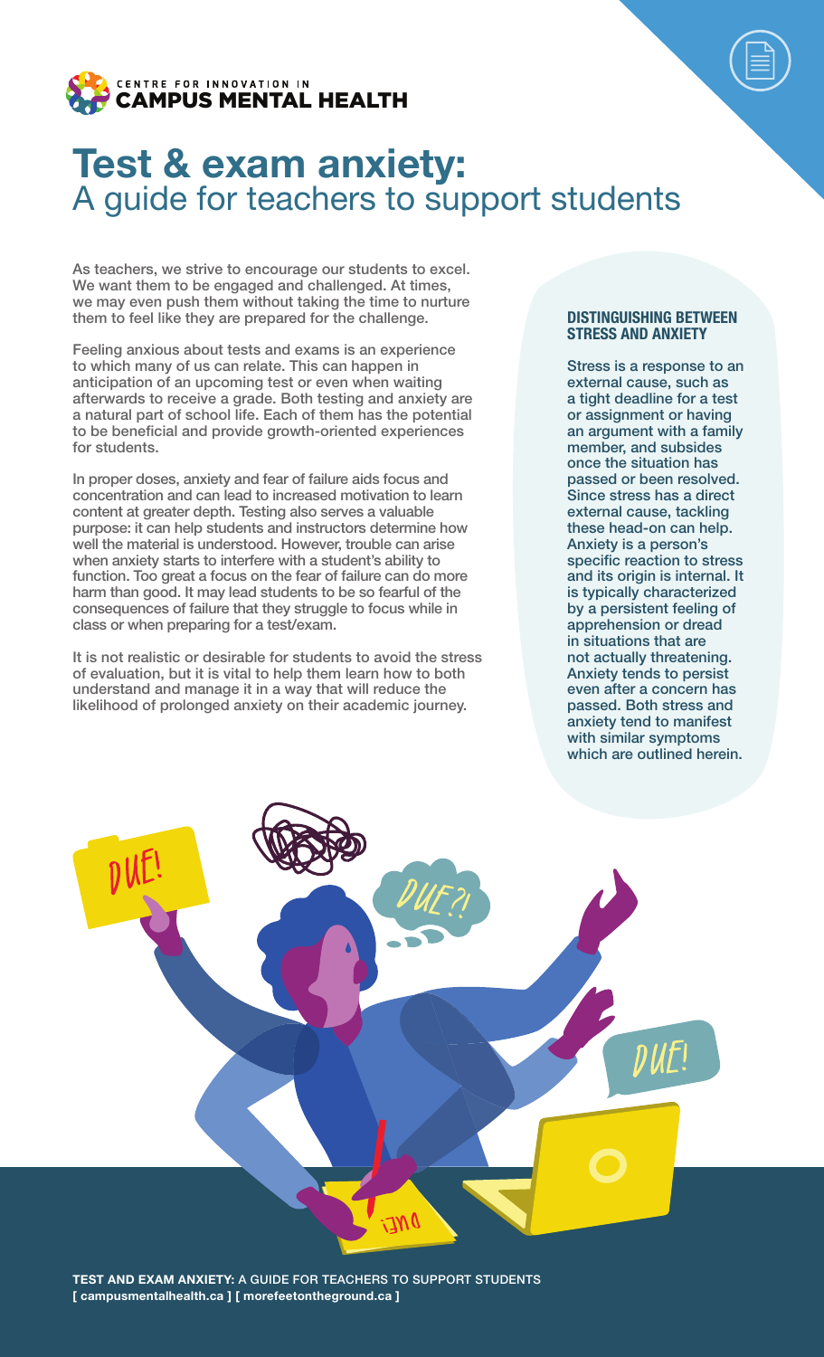CENTRE FOR INNOVATION IN CAMPUS MENTAL HEALTH

# Test & exam anxiety:
## A guide for teachers to support students

As teachers, we strive to encourage our students to excel. We want them to be engaged and challenged. At times, we may even push them without taking the time to nurture them to feel like they are prepared for the challenge.

Feeling anxious about tests and exams is an experience to which many of us can relate. This can happen in anticipation of an upcoming test or even when waiting afterwards to receive a grade. Both testing and anxiety are a natural part of school life. Each of them has the potential to be beneficial and provide growth-oriented experiences for students.

In proper doses, anxiety and fear of failure aids focus and concentration and can lead to increased motivation to learn content at greater depth. Testing also serves a valuable purpose: it can help students and instructors determine how well the material is understood. However, trouble can arise when anxiety starts to interfere with a student's ability to function. Too great a focus on the fear of failure can do more harm than good. It may lead students to be so fearful of the consequences of failure that they struggle to focus while in class or when preparing for a test/exam.

It is not realistic or desirable for students to avoid the stress of evaluation, but it is vital to help them learn how to both understand and manage it in a way that will reduce the likelihood of prolonged anxiety on their academic journey.

### DISTINGUISHING BETWEEN STRESS AND ANXIETY

Stress is a response to an external cause, such as a tight deadline for a test or assignment or having an argument with a family member, and subsides once the situation has passed or been resolved. Since stress has a direct external cause, tackling these head-on can help. Anxiety is a person's specific reaction to stress and its origin is internal. It is typically characterized by a persistent feeling of apprehension or dread in situations that are not actually threatening. Anxiety tends to persist even after a concern has passed. Both stress and anxiety tend to manifest with similar symptoms which are outlined herein.

**TEST AND EXAM ANXIETY:** A GUIDE FOR TEACHERS TO SUPPORT STUDENTS
**[ campusmentalhealth.ca ] [ morefeetontheground.ca ]**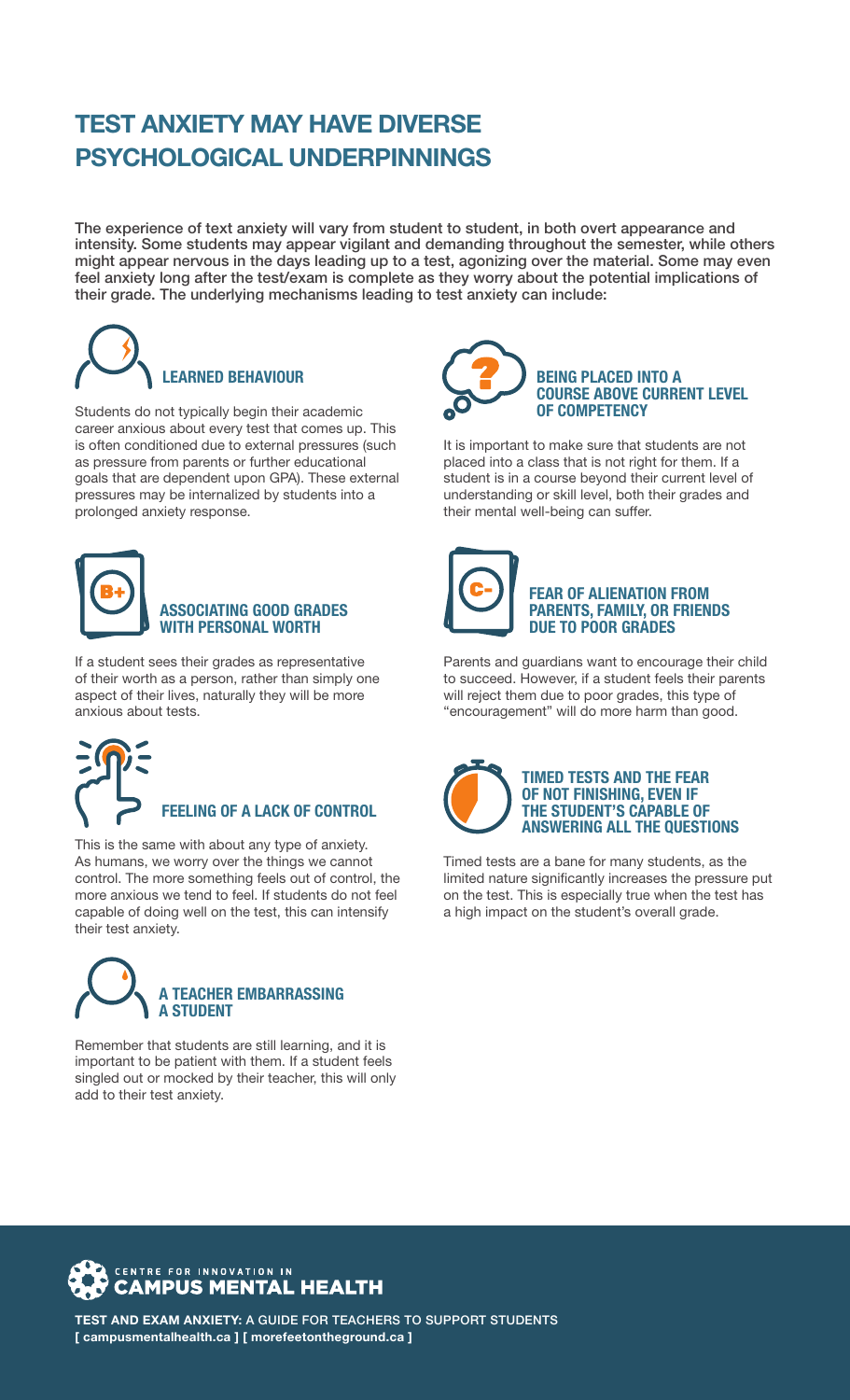# TEST ANXIETY MAY HAVE DIVERSE PSYCHOLOGICAL UNDERPINNINGS

**The experience of text anxiety will vary from student to student, in both overt appearance and intensity. Some students may appear vigilant and demanding throughout the semester, while others might appear nervous in the days leading up to a test, agonizing over the material. Some may even feel anxiety long after the test/exam is complete as they worry about the potential implications of their grade. The underlying mechanisms leading to test anxiety can include:**

### LEARNED BEHAVIOUR

Students do not typically begin their academic career anxious about every test that comes up. This is often conditioned due to external pressures (such as pressure from parents or further educational goals that are dependent upon GPA). These external pressures may be internalized by students into a prolonged anxiety response.

### ASSOCIATING GOOD GRADES WITH PERSONAL WORTH

If a student sees their grades as representative of their worth as a person, rather than simply one aspect of their lives, naturally they will be more anxious about tests.

### FEELING OF A LACK OF CONTROL

This is the same with about any type of anxiety. As humans, we worry over the things we cannot control. The more something feels out of control, the more anxious we tend to feel. If students do not feel capable of doing well on the test, this can intensify their test anxiety.

### A TEACHER EMBARRASSING A STUDENT

Remember that students are still learning, and it is important to be patient with them. If a student feels singled out or mocked by their teacher, this will only add to their test anxiety.

### BEING PLACED INTO A COURSE ABOVE CURRENT LEVEL OF COMPETENCY

It is important to make sure that students are not placed into a class that is not right for them. If a student is in a course beyond their current level of understanding or skill level, both their grades and their mental well-being can suffer.

### FEAR OF ALIENATION FROM PARENTS, FAMILY, OR FRIENDS DUE TO POOR GRADES

Parents and guardians want to encourage their child to succeed. However, if a student feels their parents will reject them due to poor grades, this type of "encouragement" will do more harm than good.

### TIMED TESTS AND THE FEAR OF NOT FINISHING, EVEN IF THE STUDENT'S CAPABLE OF ANSWERING ALL THE QUESTIONS

Timed tests are a bane for many students, as the limited nature significantly increases the pressure put on the test. This is especially true when the test has a high impact on the student's overall grade.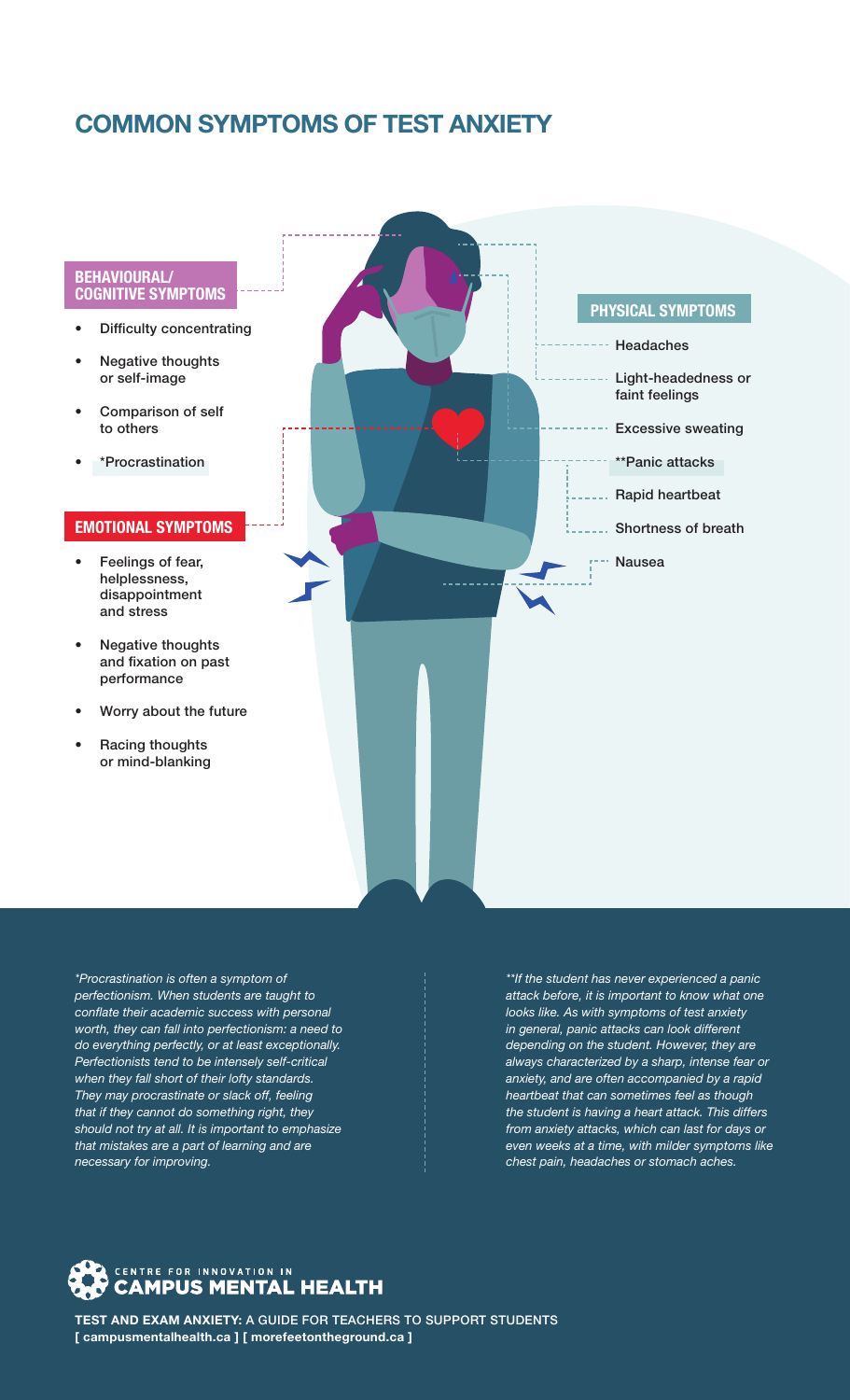# COMMON SYMPTOMS OF TEST ANXIETY

## BEHAVIOURAL/ COGNITIVE SYMPTOMS

- Difficulty concentrating
- Negative thoughts or self-image
- Comparison of self to others
- *Procrastination

## EMOTIONAL SYMPTOMS

- Feelings of fear, helplessness, disappointment and stress
- Negative thoughts and fixation on past performance
- Worry about the future
- Racing thoughts or mind-blanking

## PHYSICAL SYMPTOMS

- Headaches
- Light-headedness or faint feelings
- Excessive sweating
- **Panic attacks
- Rapid heartbeat
- Shortness of breath
- Nausea

*\*Procrastination is often a symptom of perfectionism. When students are taught to conflate their academic success with personal worth, they can fall into perfectionism: a need to do everything perfectly, or at least exceptionally. Perfectionists tend to be intensely self-critical when they fall short of their lofty standards. They may procrastinate or slack off, feeling that if they cannot do something right, they should not try at all. It is important to emphasize that mistakes are a part of learning and are necessary for improving.*

*\*\*If the student has never experienced a panic attack before, it is important to know what one looks like. As with symptoms of test anxiety in general, panic attacks can look different depending on the student. However, they are always characterized by a sharp, intense fear or anxiety, and are often accompanied by a rapid heartbeat that can sometimes feel as though the student is having a heart attack. This differs from anxiety attacks, which can last for days or even weeks at a time, with milder symptoms like chest pain, headaches or stomach aches.*

CENTRE FOR INNOVATION IN CAMPUS MENTAL HEALTH

**TEST AND EXAM ANXIETY:** A GUIDE FOR TEACHERS TO SUPPORT STUDENTS
**[ campusmentalhealth.ca ] [ morefeetontheground.ca ]**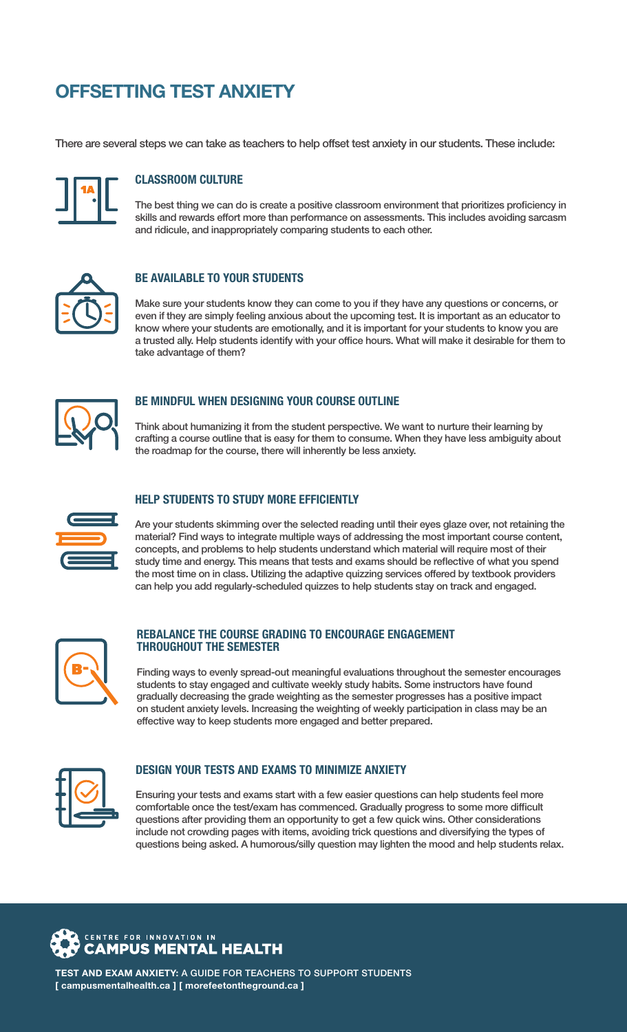# OFFSETTING TEST ANXIETY

There are several steps we can take as teachers to help offset test anxiety in our students. These include:

## CLASSROOM CULTURE

The best thing we can do is create a positive classroom environment that prioritizes proficiency in skills and rewards effort more than performance on assessments. This includes avoiding sarcasm and ridicule, and inappropriately comparing students to each other.

## BE AVAILABLE TO YOUR STUDENTS

Make sure your students know they can come to you if they have any questions or concerns, or even if they are simply feeling anxious about the upcoming test. It is important as an educator to know where your students are emotionally, and it is important for your students to know you are a trusted ally. Help students identify with your office hours. What will make it desirable for them to take advantage of them?

## BE MINDFUL WHEN DESIGNING YOUR COURSE OUTLINE

Think about humanizing it from the student perspective. We want to nurture their learning by crafting a course outline that is easy for them to consume. When they have less ambiguity about the roadmap for the course, there will inherently be less anxiety.

## HELP STUDENTS TO STUDY MORE EFFICIENTLY

Are your students skimming over the selected reading until their eyes glaze over, not retaining the material? Find ways to integrate multiple ways of addressing the most important course content, concepts, and problems to help students understand which material will require most of their study time and energy. This means that tests and exams should be reflective of what you spend the most time on in class. Utilizing the adaptive quizzing services offered by textbook providers can help you add regularly-scheduled quizzes to help students stay on track and engaged.

## REBALANCE THE COURSE GRADING TO ENCOURAGE ENGAGEMENT THROUGHOUT THE SEMESTER

Finding ways to evenly spread-out meaningful evaluations throughout the semester encourages students to stay engaged and cultivate weekly study habits. Some instructors have found gradually decreasing the grade weighting as the semester progresses has a positive impact on student anxiety levels. Increasing the weighting of weekly participation in class may be an effective way to keep students more engaged and better prepared.

## DESIGN YOUR TESTS AND EXAMS TO MINIMIZE ANXIETY

Ensuring your tests and exams start with a few easier questions can help students feel more comfortable once the test/exam has commenced. Gradually progress to some more difficult questions after providing them an opportunity to get a few quick wins. Other considerations include not crowding pages with items, avoiding trick questions and diversifying the types of questions being asked. A humorous/silly question may lighten the mood and help students relax.

CENTRE FOR INNOVATION IN CAMPUS MENTAL HEALTH

**TEST AND EXAM ANXIETY:** A GUIDE FOR TEACHERS TO SUPPORT STUDENTS
**[ campusmentalhealth.ca ] [ morefeetontheground.ca ]**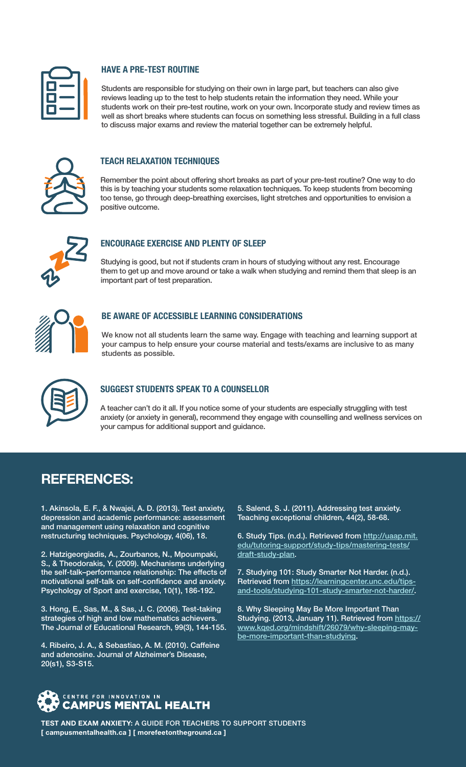### HAVE A PRE-TEST ROUTINE

Students are responsible for studying on their own in large part, but teachers can also give reviews leading up to the test to help students retain the information they need. While your students work on their pre-test routine, work on your own. Incorporate study and review times as well as short breaks where students can focus on something less stressful. Building in a full class to discuss major exams and review the material together can be extremely helpful.

### TEACH RELAXATION TECHNIQUES

Remember the point about offering short breaks as part of your pre-test routine? One way to do this is by teaching your students some relaxation techniques. To keep students from becoming too tense, go through deep-breathing exercises, light stretches and opportunities to envision a positive outcome.

### ENCOURAGE EXERCISE AND PLENTY OF SLEEP

Studying is good, but not if students cram in hours of studying without any rest. Encourage them to get up and move around or take a walk when studying and remind them that sleep is an important part of test preparation.

### BE AWARE OF ACCESSIBLE LEARNING CONSIDERATIONS

We know not all students learn the same way. Engage with teaching and learning support at your campus to help ensure your course material and tests/exams are inclusive to as many students as possible.

### SUGGEST STUDENTS SPEAK TO A COUNSELLOR

A teacher can't do it all. If you notice some of your students are especially struggling with test anxiety (or anxiety in general), recommend they engage with counselling and wellness services on your campus for additional support and guidance.

## REFERENCES:

1. Akinsola, E. F., & Nwajei, A. D. (2013). Test anxiety, depression and academic performance: assessment and management using relaxation and cognitive restructuring techniques. Psychology, 4(06), 18.

2. Hatzigeorgiadis, A., Zourbanos, N., Mpoumpaki, S., & Theodorakis, Y. (2009). Mechanisms underlying the self-talk–performance relationship: The effects of motivational self-talk on self-confidence and anxiety. Psychology of Sport and exercise, 10(1), 186-192.

3. Hong, E., Sas, M., & Sas, J. C. (2006). Test-taking strategies of high and low mathematics achievers. The Journal of Educational Research, 99(3), 144-155.

4. Ribeiro, J. A., & Sebastiao, A. M. (2010). Caffeine and adenosine. Journal of Alzheimer's Disease, 20(s1), S3-S15.

5. Salend, S. J. (2011). Addressing test anxiety. Teaching exceptional children, 44(2), 58-68.

6. Study Tips. (n.d.). Retrieved from http://uaap.mit.edu/tutoring-support/study-tips/mastering-tests/draft-study-plan.

7. Studying 101: Study Smarter Not Harder. (n.d.). Retrieved from https://learningcenter.unc.edu/tips-and-tools/studying-101-study-smarter-not-harder/.

8. Why Sleeping May Be More Important Than Studying. (2013, January 11). Retrieved from https://www.kqed.org/mindshift/26079/why-sleeping-may-be-more-important-than-studying.

CENTRE FOR INNOVATION IN **CAMPUS MENTAL HEALTH**

**TEST AND EXAM ANXIETY:** A GUIDE FOR TEACHERS TO SUPPORT STUDENTS
**[ campusmentalhealth.ca ] [ morefeetontheground.ca ]**